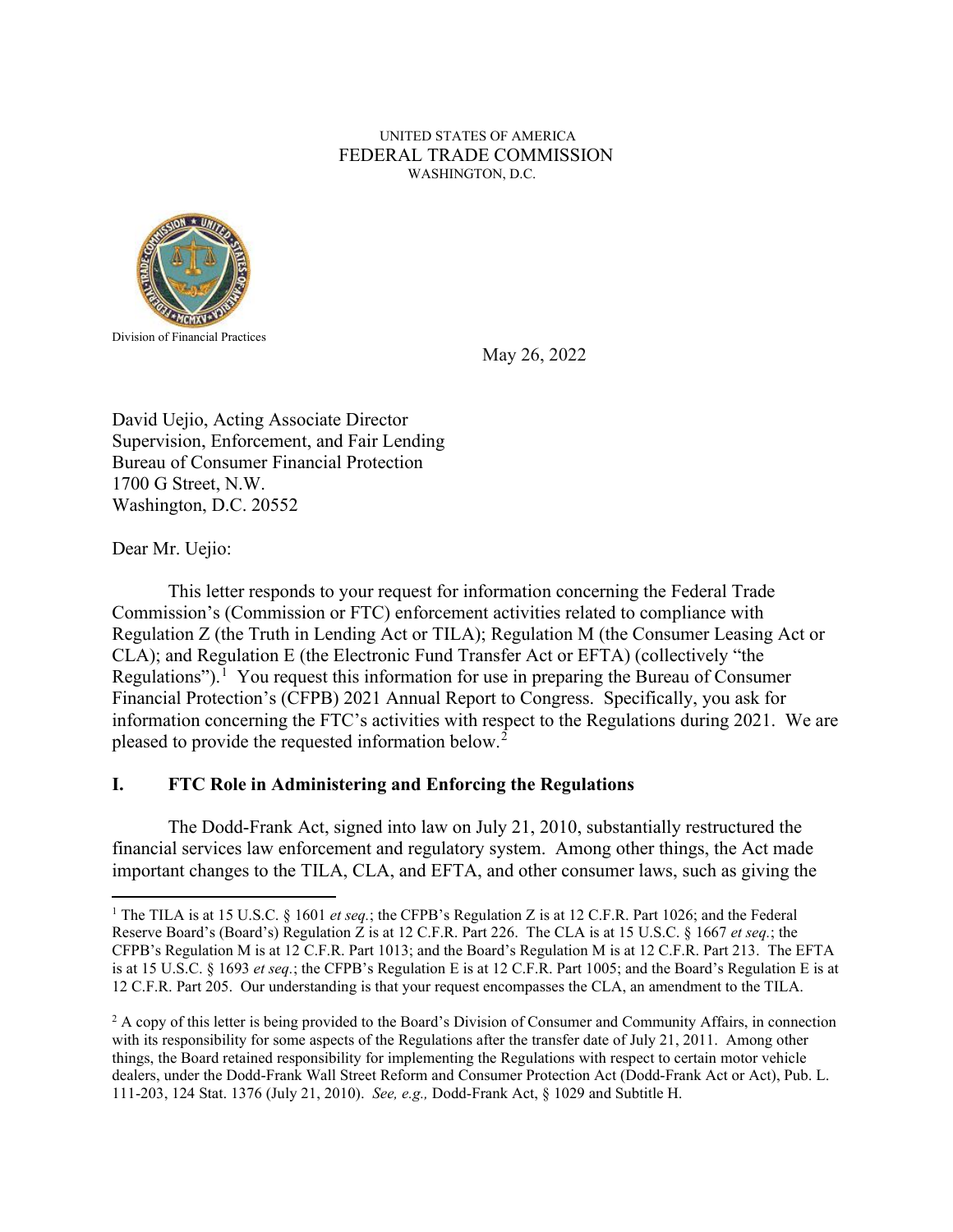UNITED STATES OF AMERICA
FEDERAL TRADE COMMISSION
WASHINGTON, D.C.

Division of Financial Practices

May 26, 2022

David Uejio, Acting Associate Director
Supervision, Enforcement, and Fair Lending
Bureau of Consumer Financial Protection
1700 G Street, N.W.
Washington, D.C. 20552

Dear Mr. Uejio:

This letter responds to your request for information concerning the Federal Trade Commission's (Commission or FTC) enforcement activities related to compliance with Regulation Z (the Truth in Lending Act or TILA); Regulation M (the Consumer Leasing Act or CLA); and Regulation E (the Electronic Fund Transfer Act or EFTA) (collectively "the Regulations").[1] You request this information for use in preparing the Bureau of Consumer Financial Protection's (CFPB) 2021 Annual Report to Congress. Specifically, you ask for information concerning the FTC's activities with respect to the Regulations during 2021. We are pleased to provide the requested information below.[2]

## I. FTC Role in Administering and Enforcing the Regulations

The Dodd-Frank Act, signed into law on July 21, 2010, substantially restructured the financial services law enforcement and regulatory system. Among other things, the Act made important changes to the TILA, CLA, and EFTA, and other consumer laws, such as giving the

---

[1] The TILA is at 15 U.S.C. § 1601 *et seq.*; the CFPB's Regulation Z is at 12 C.F.R. Part 1026; and the Federal Reserve Board's (Board's) Regulation Z is at 12 C.F.R. Part 226. The CLA is at 15 U.S.C. § 1667 *et seq.*; the CFPB's Regulation M is at 12 C.F.R. Part 1013; and the Board's Regulation M is at 12 C.F.R. Part 213. The EFTA is at 15 U.S.C. § 1693 *et seq.*; the CFPB's Regulation E is at 12 C.F.R. Part 1005; and the Board's Regulation E is at 12 C.F.R. Part 205. Our understanding is that your request encompasses the CLA, an amendment to the TILA.

[2] A copy of this letter is being provided to the Board's Division of Consumer and Community Affairs, in connection with its responsibility for some aspects of the Regulations after the transfer date of July 21, 2011. Among other things, the Board retained responsibility for implementing the Regulations with respect to certain motor vehicle dealers, under the Dodd-Frank Wall Street Reform and Consumer Protection Act (Dodd-Frank Act or Act), Pub. L. 111-203, 124 Stat. 1376 (July 21, 2010). *See, e.g.,* Dodd-Frank Act, § 1029 and Subtitle H.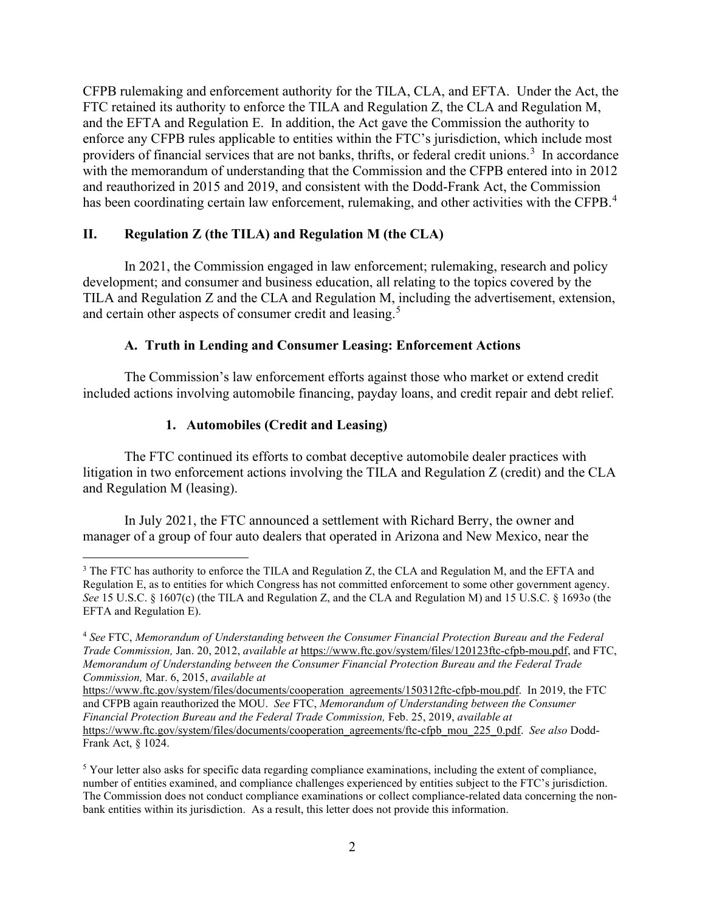CFPB rulemaking and enforcement authority for the TILA, CLA, and EFTA. Under the Act, the FTC retained its authority to enforce the TILA and Regulation Z, the CLA and Regulation M, and the EFTA and Regulation E. In addition, the Act gave the Commission the authority to enforce any CFPB rules applicable to entities within the FTC's jurisdiction, which include most providers of financial services that are not banks, thrifts, or federal credit unions.[3] In accordance with the memorandum of understanding that the Commission and the CFPB entered into in 2012 and reauthorized in 2015 and 2019, and consistent with the Dodd-Frank Act, the Commission has been coordinating certain law enforcement, rulemaking, and other activities with the CFPB.[4]

## II. Regulation Z (the TILA) and Regulation M (the CLA)

In 2021, the Commission engaged in law enforcement; rulemaking, research and policy development; and consumer and business education, all relating to the topics covered by the TILA and Regulation Z and the CLA and Regulation M, including the advertisement, extension, and certain other aspects of consumer credit and leasing.[5]

### A. Truth in Lending and Consumer Leasing: Enforcement Actions

The Commission's law enforcement efforts against those who market or extend credit included actions involving automobile financing, payday loans, and credit repair and debt relief.

#### 1. Automobiles (Credit and Leasing)

The FTC continued its efforts to combat deceptive automobile dealer practices with litigation in two enforcement actions involving the TILA and Regulation Z (credit) and the CLA and Regulation M (leasing).

In July 2021, the FTC announced a settlement with Richard Berry, the owner and manager of a group of four auto dealers that operated in Arizona and New Mexico, near the

---

[3] The FTC has authority to enforce the TILA and Regulation Z, the CLA and Regulation M, and the EFTA and Regulation E, as to entities for which Congress has not committed enforcement to some other government agency. *See* 15 U.S.C. § 1607(c) (the TILA and Regulation Z, and the CLA and Regulation M) and 15 U.S.C. § 1693o (the EFTA and Regulation E).

[4] *See* FTC, *Memorandum of Understanding between the Consumer Financial Protection Bureau and the Federal Trade Commission,* Jan. 20, 2012, *available at* https://www.ftc.gov/system/files/120123ftc-cfpb-mou.pdf, and FTC, *Memorandum of Understanding between the Consumer Financial Protection Bureau and the Federal Trade Commission,* Mar. 6, 2015, *available at* https://www.ftc.gov/system/files/documents/cooperation_agreements/150312ftc-cfpb-mou.pdf. In 2019, the FTC and CFPB again reauthorized the MOU. *See* FTC, *Memorandum of Understanding between the Consumer Financial Protection Bureau and the Federal Trade Commission,* Feb. 25, 2019, *available at* https://www.ftc.gov/system/files/documents/cooperation_agreements/ftc-cfpb_mou_225_0.pdf. *See also* Dodd-Frank Act, § 1024.

[5] Your letter also asks for specific data regarding compliance examinations, including the extent of compliance, number of entities examined, and compliance challenges experienced by entities subject to the FTC's jurisdiction. The Commission does not conduct compliance examinations or collect compliance-related data concerning the non-bank entities within its jurisdiction. As a result, this letter does not provide this information.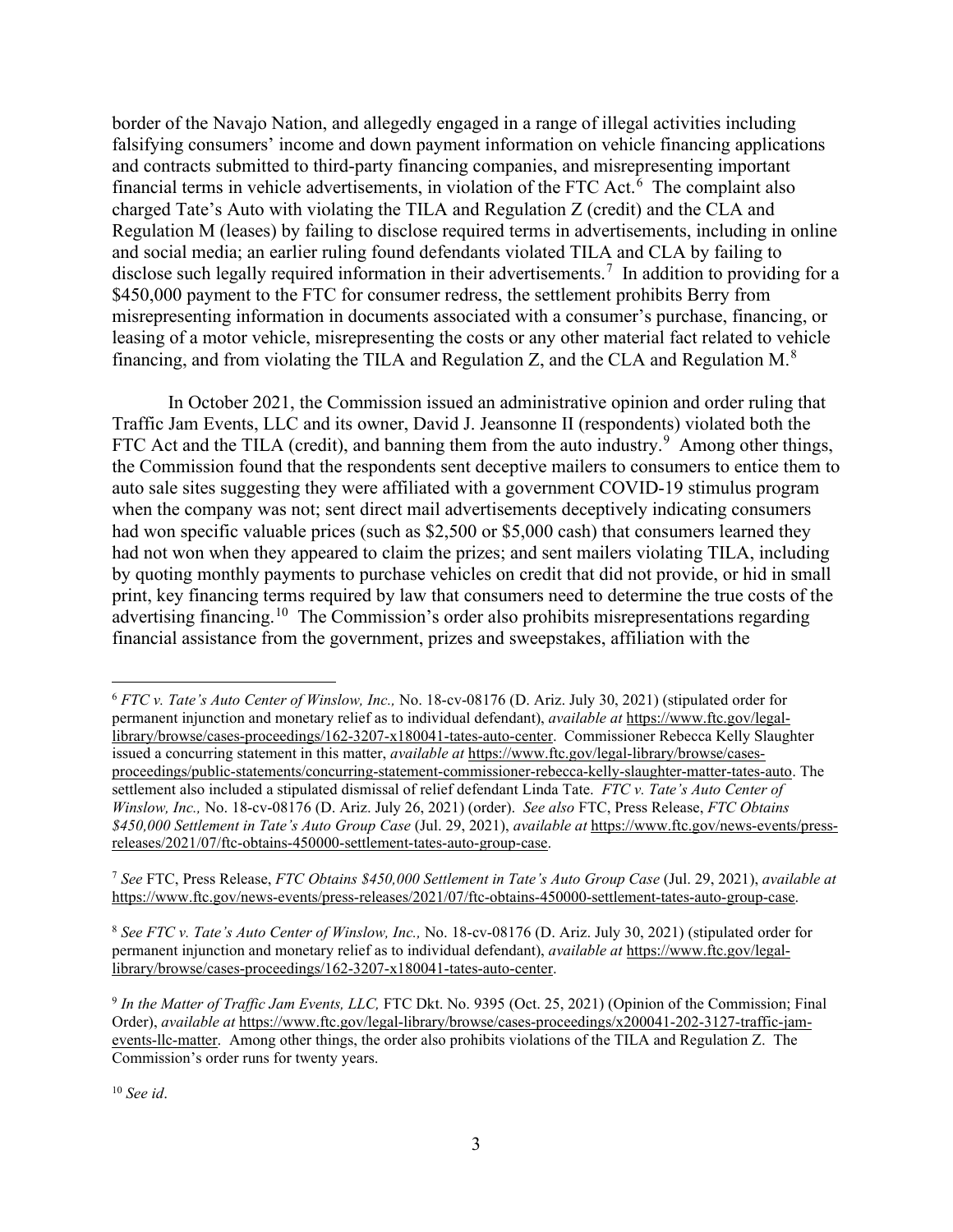border of the Navajo Nation, and allegedly engaged in a range of illegal activities including falsifying consumers' income and down payment information on vehicle financing applications and contracts submitted to third-party financing companies, and misrepresenting important financial terms in vehicle advertisements, in violation of the FTC Act.[6] The complaint also charged Tate's Auto with violating the TILA and Regulation Z (credit) and the CLA and Regulation M (leases) by failing to disclose required terms in advertisements, including in online and social media; an earlier ruling found defendants violated TILA and CLA by failing to disclose such legally required information in their advertisements.[7] In addition to providing for a $450,000 payment to the FTC for consumer redress, the settlement prohibits Berry from misrepresenting information in documents associated with a consumer's purchase, financing, or leasing of a motor vehicle, misrepresenting the costs or any other material fact related to vehicle financing, and from violating the TILA and Regulation Z, and the CLA and Regulation M.[8]

In October 2021, the Commission issued an administrative opinion and order ruling that Traffic Jam Events, LLC and its owner, David J. Jeansonne II (respondents) violated both the FTC Act and the TILA (credit), and banning them from the auto industry.[9] Among other things, the Commission found that the respondents sent deceptive mailers to consumers to entice them to auto sale sites suggesting they were affiliated with a government COVID-19 stimulus program when the company was not; sent direct mail advertisements deceptively indicating consumers had won specific valuable prices (such as $2,500 or $5,000 cash) that consumers learned they had not won when they appeared to claim the prizes; and sent mailers violating TILA, including by quoting monthly payments to purchase vehicles on credit that did not provide, or hid in small print, key financing terms required by law that consumers need to determine the true costs of the advertising financing.[10] The Commission's order also prohibits misrepresentations regarding financial assistance from the government, prizes and sweepstakes, affiliation with the

---

[6] *FTC v. Tate's Auto Center of Winslow, Inc.,* No. 18-cv-08176 (D. Ariz. July 30, 2021) (stipulated order for permanent injunction and monetary relief as to individual defendant), *available at* https://www.ftc.gov/legal-library/browse/cases-proceedings/162-3207-x180041-tates-auto-center. Commissioner Rebecca Kelly Slaughter issued a concurring statement in this matter, *available at* https://www.ftc.gov/legal-library/browse/cases-proceedings/public-statements/concurring-statement-commissioner-rebecca-kelly-slaughter-matter-tates-auto. The settlement also included a stipulated dismissal of relief defendant Linda Tate. *FTC v. Tate's Auto Center of Winslow, Inc.,* No. 18-cv-08176 (D. Ariz. July 26, 2021) (order). *See also* FTC, Press Release, *FTC Obtains $450,000 Settlement in Tate's Auto Group Case* (Jul. 29, 2021), *available at* https://www.ftc.gov/news-events/press-releases/2021/07/ftc-obtains-450000-settlement-tates-auto-group-case.

[7] *See* FTC, Press Release, *FTC Obtains $450,000 Settlement in Tate's Auto Group Case* (Jul. 29, 2021), *available at* https://www.ftc.gov/news-events/press-releases/2021/07/ftc-obtains-450000-settlement-tates-auto-group-case.

[8] *See FTC v. Tate's Auto Center of Winslow, Inc.,* No. 18-cv-08176 (D. Ariz. July 30, 2021) (stipulated order for permanent injunction and monetary relief as to individual defendant), *available at* https://www.ftc.gov/legal-library/browse/cases-proceedings/162-3207-x180041-tates-auto-center.

[9] *In the Matter of Traffic Jam Events, LLC,* FTC Dkt. No. 9395 (Oct. 25, 2021) (Opinion of the Commission; Final Order), *available at* https://www.ftc.gov/legal-library/browse/cases-proceedings/x200041-202-3127-traffic-jam-events-llc-matter. Among other things, the order also prohibits violations of the TILA and Regulation Z. The Commission's order runs for twenty years.

[10] *See id*.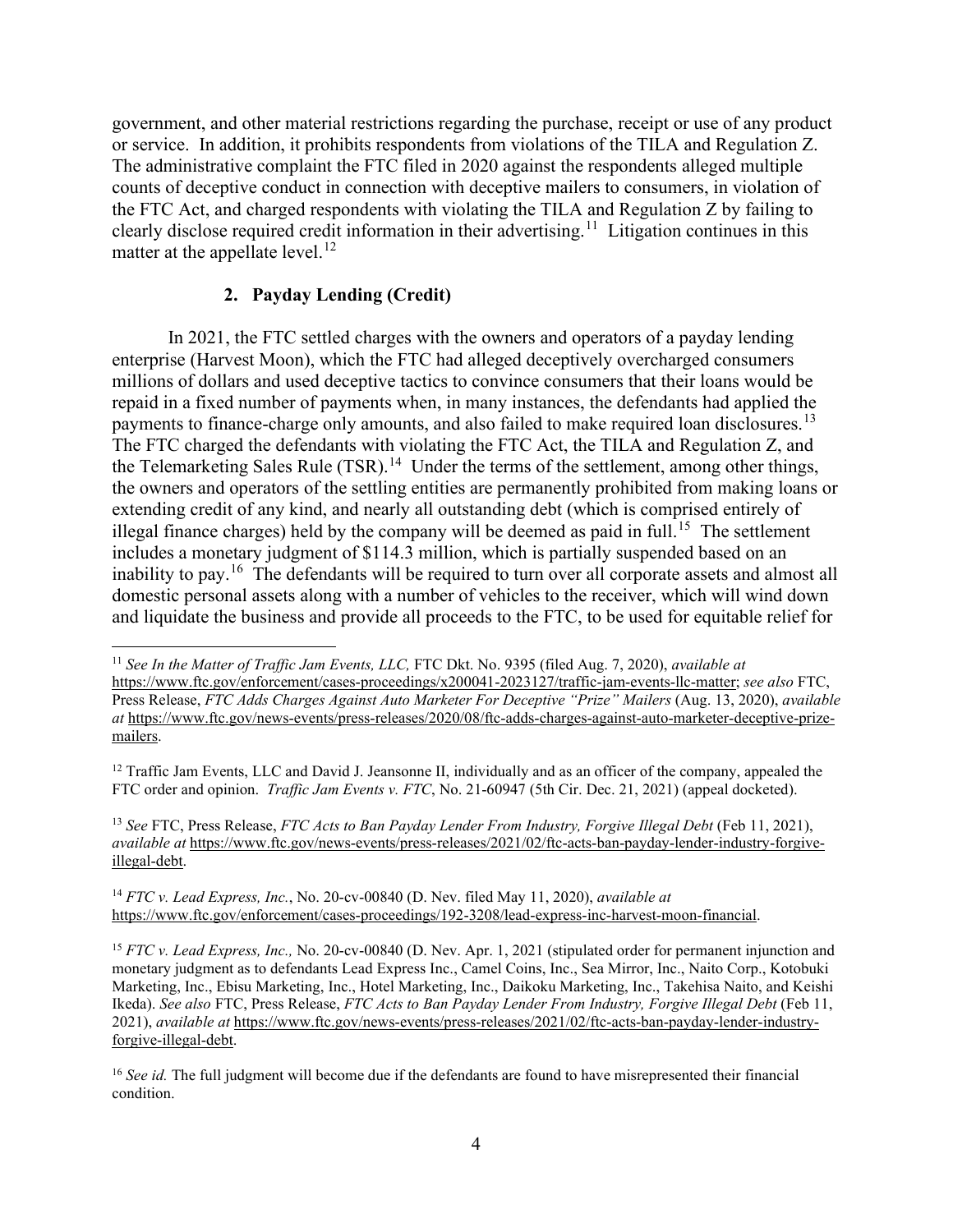government, and other material restrictions regarding the purchase, receipt or use of any product or service. In addition, it prohibits respondents from violations of the TILA and Regulation Z. The administrative complaint the FTC filed in 2020 against the respondents alleged multiple counts of deceptive conduct in connection with deceptive mailers to consumers, in violation of the FTC Act, and charged respondents with violating the TILA and Regulation Z by failing to clearly disclose required credit information in their advertising.[11] Litigation continues in this matter at the appellate level.[12]

### 2. Payday Lending (Credit)

In 2021, the FTC settled charges with the owners and operators of a payday lending enterprise (Harvest Moon), which the FTC had alleged deceptively overcharged consumers millions of dollars and used deceptive tactics to convince consumers that their loans would be repaid in a fixed number of payments when, in many instances, the defendants had applied the payments to finance-charge only amounts, and also failed to make required loan disclosures.[13] The FTC charged the defendants with violating the FTC Act, the TILA and Regulation Z, and the Telemarketing Sales Rule (TSR).[14] Under the terms of the settlement, among other things, the owners and operators of the settling entities are permanently prohibited from making loans or extending credit of any kind, and nearly all outstanding debt (which is comprised entirely of illegal finance charges) held by the company will be deemed as paid in full.[15] The settlement includes a monetary judgment of $114.3 million, which is partially suspended based on an inability to pay.[16] The defendants will be required to turn over all corporate assets and almost all domestic personal assets along with a number of vehicles to the receiver, which will wind down and liquidate the business and provide all proceeds to the FTC, to be used for equitable relief for

---

[11] *See In the Matter of Traffic Jam Events, LLC,* FTC Dkt. No. 9395 (filed Aug. 7, 2020), *available at* https://www.ftc.gov/enforcement/cases-proceedings/x200041-2023127/traffic-jam-events-llc-matter; *see also* FTC, Press Release, *FTC Adds Charges Against Auto Marketer For Deceptive "Prize" Mailers* (Aug. 13, 2020), *available at* https://www.ftc.gov/news-events/press-releases/2020/08/ftc-adds-charges-against-auto-marketer-deceptive-prize-mailers.

[12] Traffic Jam Events, LLC and David J. Jeansonne II, individually and as an officer of the company, appealed the FTC order and opinion. *Traffic Jam Events v. FTC*, No. 21-60947 (5th Cir. Dec. 21, 2021) (appeal docketed).

[13] *See* FTC, Press Release, *FTC Acts to Ban Payday Lender From Industry, Forgive Illegal Debt* (Feb 11, 2021), *available at* https://www.ftc.gov/news-events/press-releases/2021/02/ftc-acts-ban-payday-lender-industry-forgive-illegal-debt.

[14] *FTC v. Lead Express, Inc.*, No. 20-cv-00840 (D. Nev. filed May 11, 2020), *available at* https://www.ftc.gov/enforcement/cases-proceedings/192-3208/lead-express-inc-harvest-moon-financial.

[15] *FTC v. Lead Express, Inc.,* No. 20-cv-00840 (D. Nev. Apr. 1, 2021 (stipulated order for permanent injunction and monetary judgment as to defendants Lead Express Inc., Camel Coins, Inc., Sea Mirror, Inc., Naito Corp., Kotobuki Marketing, Inc., Ebisu Marketing, Inc., Hotel Marketing, Inc., Daikoku Marketing, Inc., Takehisa Naito, and Keishi Ikeda). *See also* FTC, Press Release, *FTC Acts to Ban Payday Lender From Industry, Forgive Illegal Debt* (Feb 11, 2021), *available at* https://www.ftc.gov/news-events/press-releases/2021/02/ftc-acts-ban-payday-lender-industry-forgive-illegal-debt.

[16] *See id.* The full judgment will become due if the defendants are found to have misrepresented their financial condition.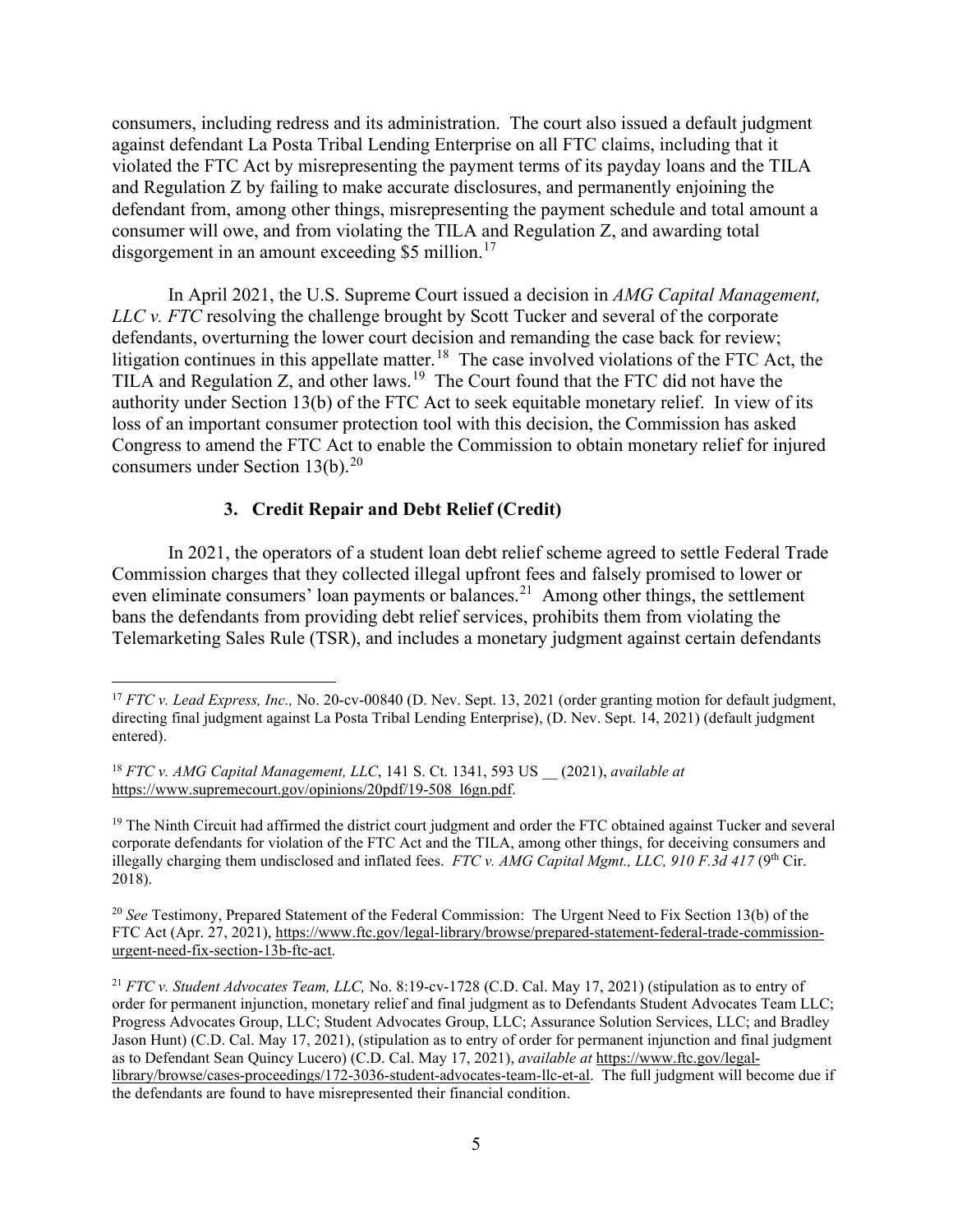consumers, including redress and its administration. The court also issued a default judgment against defendant La Posta Tribal Lending Enterprise on all FTC claims, including that it violated the FTC Act by misrepresenting the payment terms of its payday loans and the TILA and Regulation Z by failing to make accurate disclosures, and permanently enjoining the defendant from, among other things, misrepresenting the payment schedule and total amount a consumer will owe, and from violating the TILA and Regulation Z, and awarding total disgorgement in an amount exceeding $5 million.[17]

In April 2021, the U.S. Supreme Court issued a decision in *AMG Capital Management, LLC v. FTC* resolving the challenge brought by Scott Tucker and several of the corporate defendants, overturning the lower court decision and remanding the case back for review; litigation continues in this appellate matter.[18] The case involved violations of the FTC Act, the TILA and Regulation Z, and other laws.[19] The Court found that the FTC did not have the authority under Section 13(b) of the FTC Act to seek equitable monetary relief. In view of its loss of an important consumer protection tool with this decision, the Commission has asked Congress to amend the FTC Act to enable the Commission to obtain monetary relief for injured consumers under Section 13(b).[20]

### 3. Credit Repair and Debt Relief (Credit)

In 2021, the operators of a student loan debt relief scheme agreed to settle Federal Trade Commission charges that they collected illegal upfront fees and falsely promised to lower or even eliminate consumers' loan payments or balances.[21] Among other things, the settlement bans the defendants from providing debt relief services, prohibits them from violating the Telemarketing Sales Rule (TSR), and includes a monetary judgment against certain defendants

---

[17] *FTC v. Lead Express, Inc.,* No. 20-cv-00840 (D. Nev. Sept. 13, 2021 (order granting motion for default judgment, directing final judgment against La Posta Tribal Lending Enterprise), (D. Nev. Sept. 14, 2021) (default judgment entered).

[18] *FTC v. AMG Capital Management, LLC*, 141 S. Ct. 1341, 593 US __ (2021), *available at* https://www.supremecourt.gov/opinions/20pdf/19-508_l6gn.pdf.

[19] The Ninth Circuit had affirmed the district court judgment and order the FTC obtained against Tucker and several corporate defendants for violation of the FTC Act and the TILA, among other things, for deceiving consumers and illegally charging them undisclosed and inflated fees. *FTC v. AMG Capital Mgmt., LLC, 910 F.3d 417* (9th Cir. 2018).

[20] *See* Testimony, Prepared Statement of the Federal Commission: The Urgent Need to Fix Section 13(b) of the FTC Act (Apr. 27, 2021), https://www.ftc.gov/legal-library/browse/prepared-statement-federal-trade-commission-urgent-need-fix-section-13b-ftc-act.

[21] *FTC v. Student Advocates Team, LLC,* No. 8:19-cv-1728 (C.D. Cal. May 17, 2021) (stipulation as to entry of order for permanent injunction, monetary relief and final judgment as to Defendants Student Advocates Team LLC; Progress Advocates Group, LLC; Student Advocates Group, LLC; Assurance Solution Services, LLC; and Bradley Jason Hunt) (C.D. Cal. May 17, 2021), (stipulation as to entry of order for permanent injunction and final judgment as to Defendant Sean Quincy Lucero) (C.D. Cal. May 17, 2021), *available at* https://www.ftc.gov/legal-library/browse/cases-proceedings/172-3036-student-advocates-team-llc-et-al. The full judgment will become due if the defendants are found to have misrepresented their financial condition.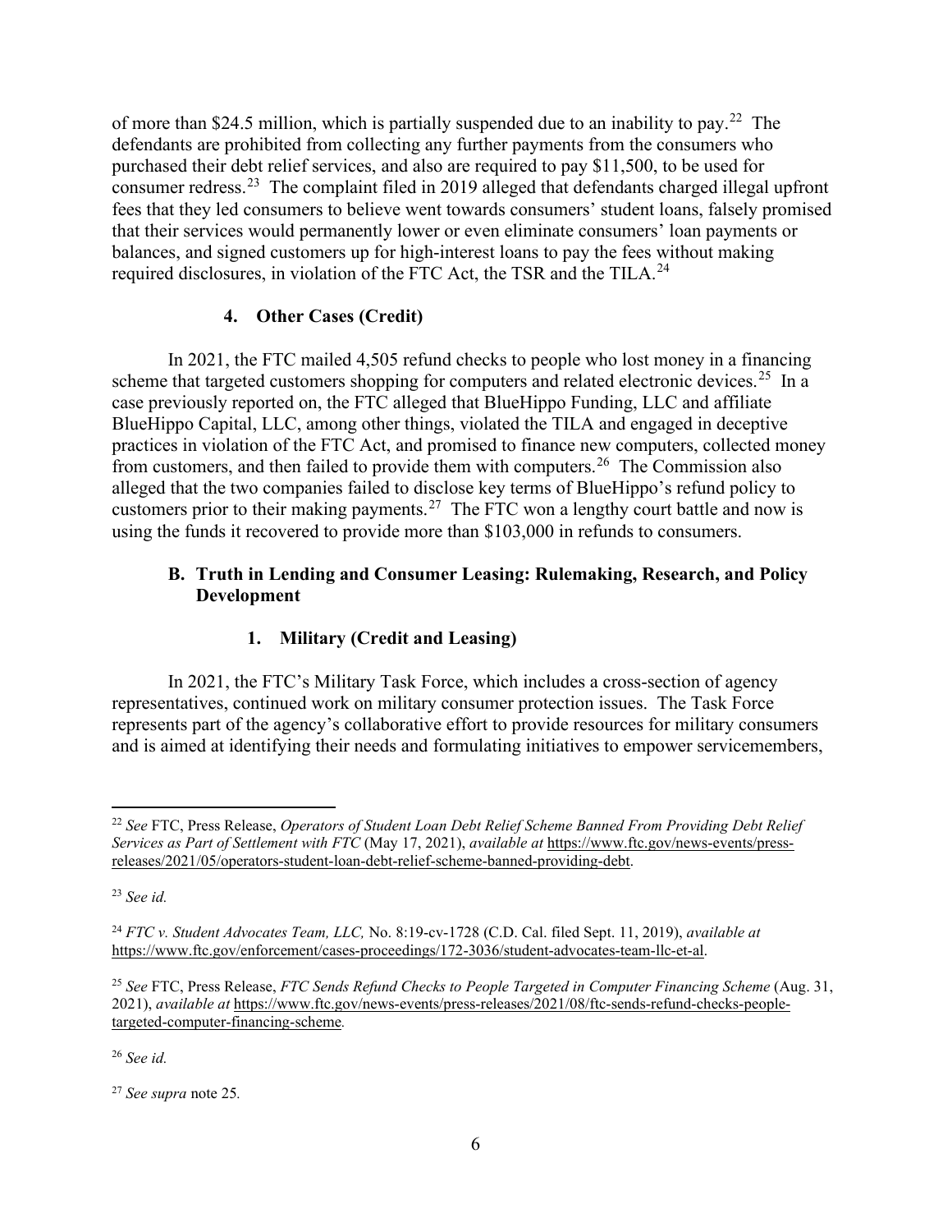of more than $24.5 million, which is partially suspended due to an inability to pay.[22] The defendants are prohibited from collecting any further payments from the consumers who purchased their debt relief services, and also are required to pay $11,500, to be used for consumer redress.[23] The complaint filed in 2019 alleged that defendants charged illegal upfront fees that they led consumers to believe went towards consumers' student loans, falsely promised that their services would permanently lower or even eliminate consumers' loan payments or balances, and signed customers up for high-interest loans to pay the fees without making required disclosures, in violation of the FTC Act, the TSR and the TILA.[24]

### 4. Other Cases (Credit)

In 2021, the FTC mailed 4,505 refund checks to people who lost money in a financing scheme that targeted customers shopping for computers and related electronic devices.[25] In a case previously reported on, the FTC alleged that BlueHippo Funding, LLC and affiliate BlueHippo Capital, LLC, among other things, violated the TILA and engaged in deceptive practices in violation of the FTC Act, and promised to finance new computers, collected money from customers, and then failed to provide them with computers.[26] The Commission also alleged that the two companies failed to disclose key terms of BlueHippo's refund policy to customers prior to their making payments.[27] The FTC won a lengthy court battle and now is using the funds it recovered to provide more than $103,000 in refunds to consumers.

## B. Truth in Lending and Consumer Leasing: Rulemaking, Research, and Policy Development

### 1. Military (Credit and Leasing)

In 2021, the FTC's Military Task Force, which includes a cross-section of agency representatives, continued work on military consumer protection issues. The Task Force represents part of the agency's collaborative effort to provide resources for military consumers and is aimed at identifying their needs and formulating initiatives to empower servicemembers,

---

[22] *See* FTC, Press Release, *Operators of Student Loan Debt Relief Scheme Banned From Providing Debt Relief Services as Part of Settlement with FTC* (May 17, 2021), *available at* https://www.ftc.gov/news-events/press-releases/2021/05/operators-student-loan-debt-relief-scheme-banned-providing-debt.

[23] *See id.*

[24] *FTC v. Student Advocates Team, LLC,* No. 8:19-cv-1728 (C.D. Cal. filed Sept. 11, 2019), *available at* https://www.ftc.gov/enforcement/cases-proceedings/172-3036/student-advocates-team-llc-et-al.

[25] *See* FTC, Press Release, *FTC Sends Refund Checks to People Targeted in Computer Financing Scheme* (Aug. 31, 2021), *available at* https://www.ftc.gov/news-events/press-releases/2021/08/ftc-sends-refund-checks-people-targeted-computer-financing-scheme.

[26] *See id.*

[27] *See supra* note 25.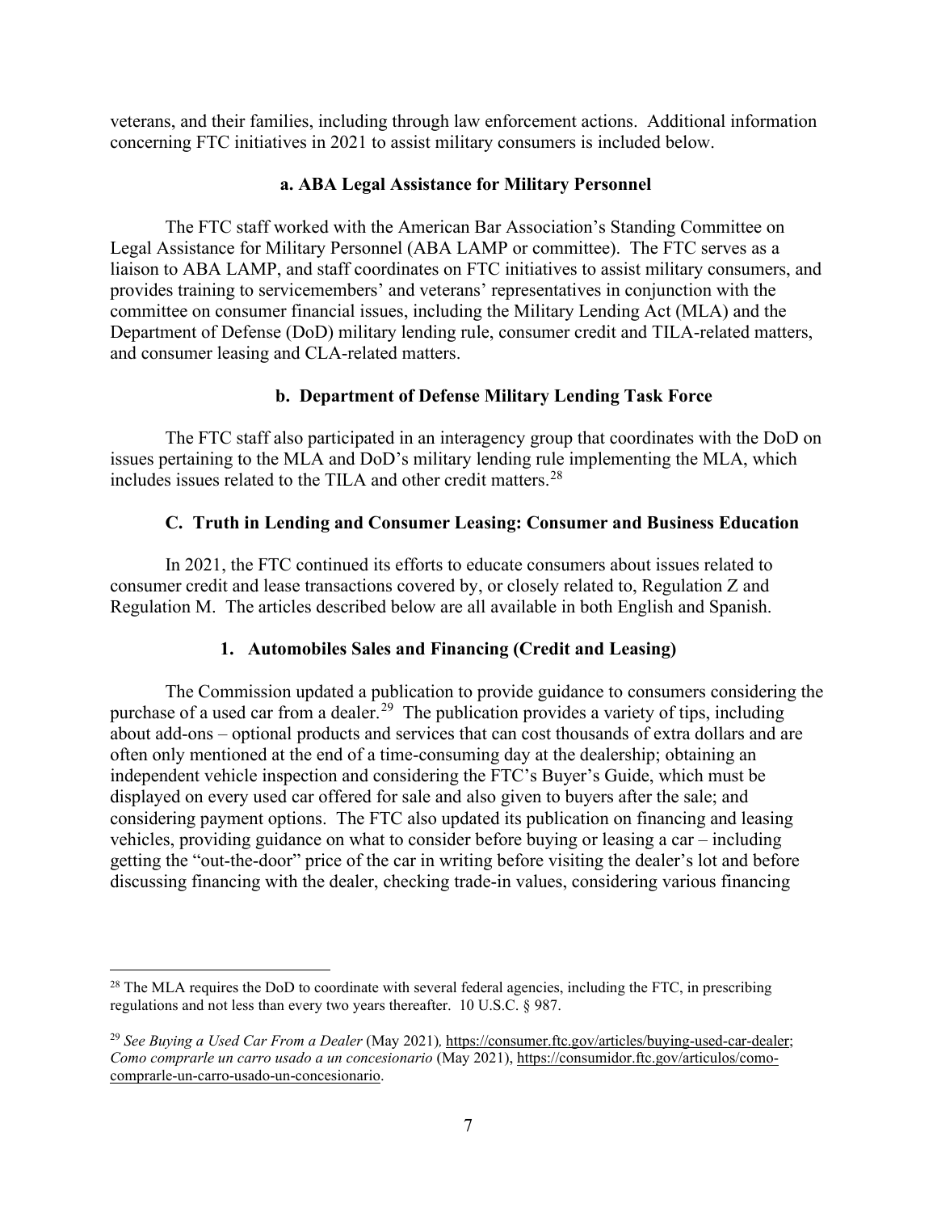veterans, and their families, including through law enforcement actions. Additional information concerning FTC initiatives in 2021 to assist military consumers is included below.

#### a. ABA Legal Assistance for Military Personnel

The FTC staff worked with the American Bar Association's Standing Committee on Legal Assistance for Military Personnel (ABA LAMP or committee). The FTC serves as a liaison to ABA LAMP, and staff coordinates on FTC initiatives to assist military consumers, and provides training to servicemembers' and veterans' representatives in conjunction with the committee on consumer financial issues, including the Military Lending Act (MLA) and the Department of Defense (DoD) military lending rule, consumer credit and TILA-related matters, and consumer leasing and CLA-related matters.

#### b. Department of Defense Military Lending Task Force

The FTC staff also participated in an interagency group that coordinates with the DoD on issues pertaining to the MLA and DoD's military lending rule implementing the MLA, which includes issues related to the TILA and other credit matters.[28]

## C. Truth in Lending and Consumer Leasing: Consumer and Business Education

In 2021, the FTC continued its efforts to educate consumers about issues related to consumer credit and lease transactions covered by, or closely related to, Regulation Z and Regulation M. The articles described below are all available in both English and Spanish.

### 1. Automobiles Sales and Financing (Credit and Leasing)

The Commission updated a publication to provide guidance to consumers considering the purchase of a used car from a dealer.[29] The publication provides a variety of tips, including about add-ons – optional products and services that can cost thousands of extra dollars and are often only mentioned at the end of a time-consuming day at the dealership; obtaining an independent vehicle inspection and considering the FTC's Buyer's Guide, which must be displayed on every used car offered for sale and also given to buyers after the sale; and considering payment options. The FTC also updated its publication on financing and leasing vehicles, providing guidance on what to consider before buying or leasing a car – including getting the "out-the-door" price of the car in writing before visiting the dealer's lot and before discussing financing with the dealer, checking trade-in values, considering various financing

---

[28] The MLA requires the DoD to coordinate with several federal agencies, including the FTC, in prescribing regulations and not less than every two years thereafter. 10 U.S.C. § 987.

[29] *See Buying a Used Car From a Dealer* (May 2021), https://consumer.ftc.gov/articles/buying-used-car-dealer; *Como comprarle un carro usado a un concesionario* (May 2021), https://consumidor.ftc.gov/articulos/como-comprarle-un-carro-usado-un-concesionario.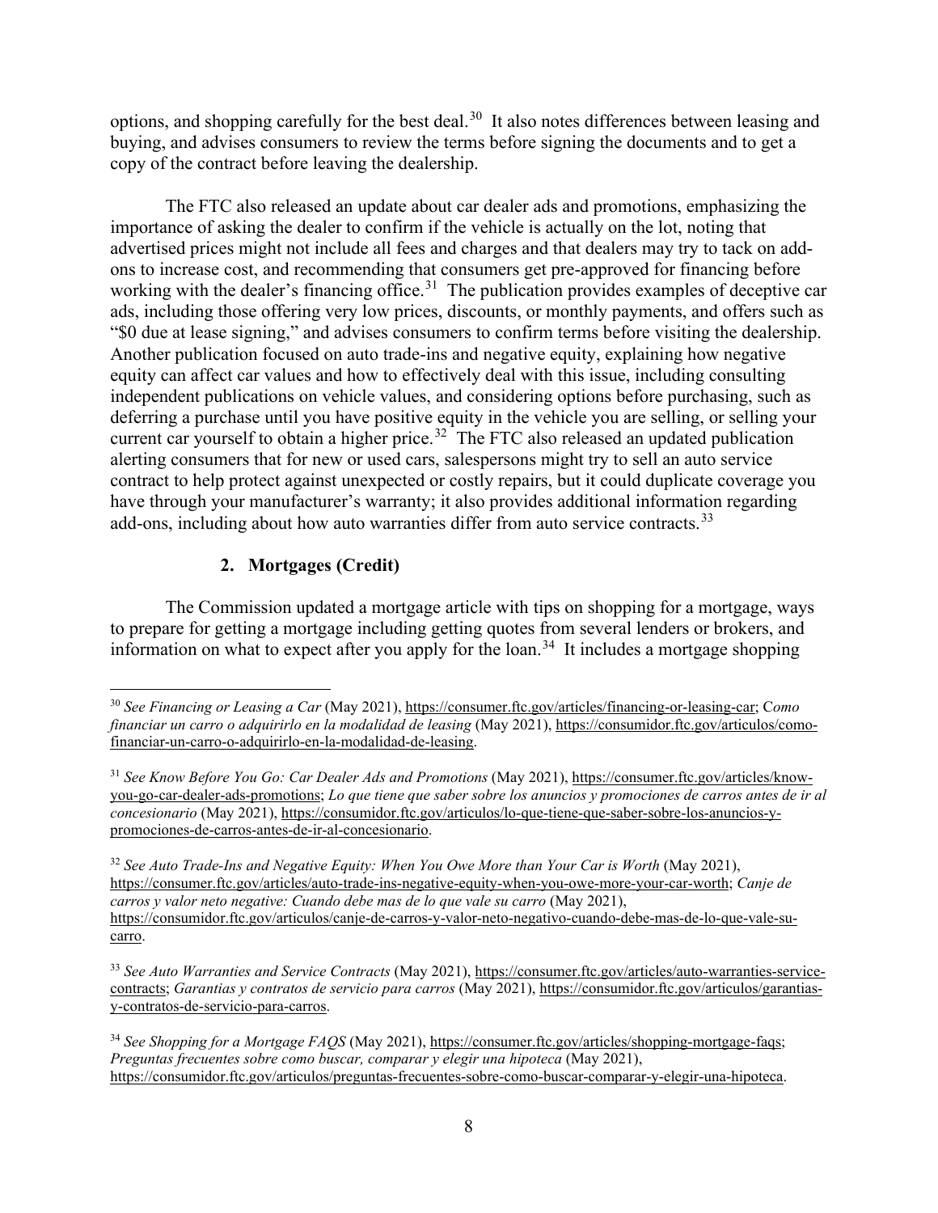options, and shopping carefully for the best deal.[30] It also notes differences between leasing and buying, and advises consumers to review the terms before signing the documents and to get a copy of the contract before leaving the dealership.

The FTC also released an update about car dealer ads and promotions, emphasizing the importance of asking the dealer to confirm if the vehicle is actually on the lot, noting that advertised prices might not include all fees and charges and that dealers may try to tack on add-ons to increase cost, and recommending that consumers get pre-approved for financing before working with the dealer's financing office.[31] The publication provides examples of deceptive car ads, including those offering very low prices, discounts, or monthly payments, and offers such as "$0 due at lease signing," and advises consumers to confirm terms before visiting the dealership. Another publication focused on auto trade-ins and negative equity, explaining how negative equity can affect car values and how to effectively deal with this issue, including consulting independent publications on vehicle values, and considering options before purchasing, such as deferring a purchase until you have positive equity in the vehicle you are selling, or selling your current car yourself to obtain a higher price.[32] The FTC also released an updated publication alerting consumers that for new or used cars, salespersons might try to sell an auto service contract to help protect against unexpected or costly repairs, but it could duplicate coverage you have through your manufacturer's warranty; it also provides additional information regarding add-ons, including about how auto warranties differ from auto service contracts.[33]

### 2. Mortgages (Credit)

The Commission updated a mortgage article with tips on shopping for a mortgage, ways to prepare for getting a mortgage including getting quotes from several lenders or brokers, and information on what to expect after you apply for the loan.[34] It includes a mortgage shopping

---

[30] *See Financing or Leasing a Car* (May 2021), https://consumer.ftc.gov/articles/financing-or-leasing-car; *Como financiar un carro o adquirirlo en la modalidad de leasing* (May 2021), https://consumidor.ftc.gov/articulos/como-financiar-un-carro-o-adquirirlo-en-la-modalidad-de-leasing.

[31] *See Know Before You Go: Car Dealer Ads and Promotions* (May 2021), https://consumer.ftc.gov/articles/know-you-go-car-dealer-ads-promotions; *Lo que tiene que saber sobre los anuncios y promociones de carros antes de ir al concesionario* (May 2021), https://consumidor.ftc.gov/articulos/lo-que-tiene-que-saber-sobre-los-anuncios-y-promociones-de-carros-antes-de-ir-al-concesionario.

[32] *See Auto Trade-Ins and Negative Equity: When You Owe More than Your Car is Worth* (May 2021), https://consumer.ftc.gov/articles/auto-trade-ins-negative-equity-when-you-owe-more-your-car-worth; *Canje de carros y valor neto negative: Cuando debe mas de lo que vale su carro* (May 2021), https://consumidor.ftc.gov/articulos/canje-de-carros-y-valor-neto-negativo-cuando-debe-mas-de-lo-que-vale-su-carro.

[33] *See Auto Warranties and Service Contracts* (May 2021), https://consumer.ftc.gov/articles/auto-warranties-service-contracts; *Garantias y contratos de servicio para carros* (May 2021), https://consumidor.ftc.gov/articulos/garantias-y-contratos-de-servicio-para-carros.

[34] *See Shopping for a Mortgage FAQS* (May 2021), https://consumer.ftc.gov/articles/shopping-mortgage-faqs; *Preguntas frecuentes sobre como buscar, comparar y elegir una hipoteca* (May 2021), https://consumidor.ftc.gov/articulos/preguntas-frecuentes-sobre-como-buscar-comparar-y-elegir-una-hipoteca.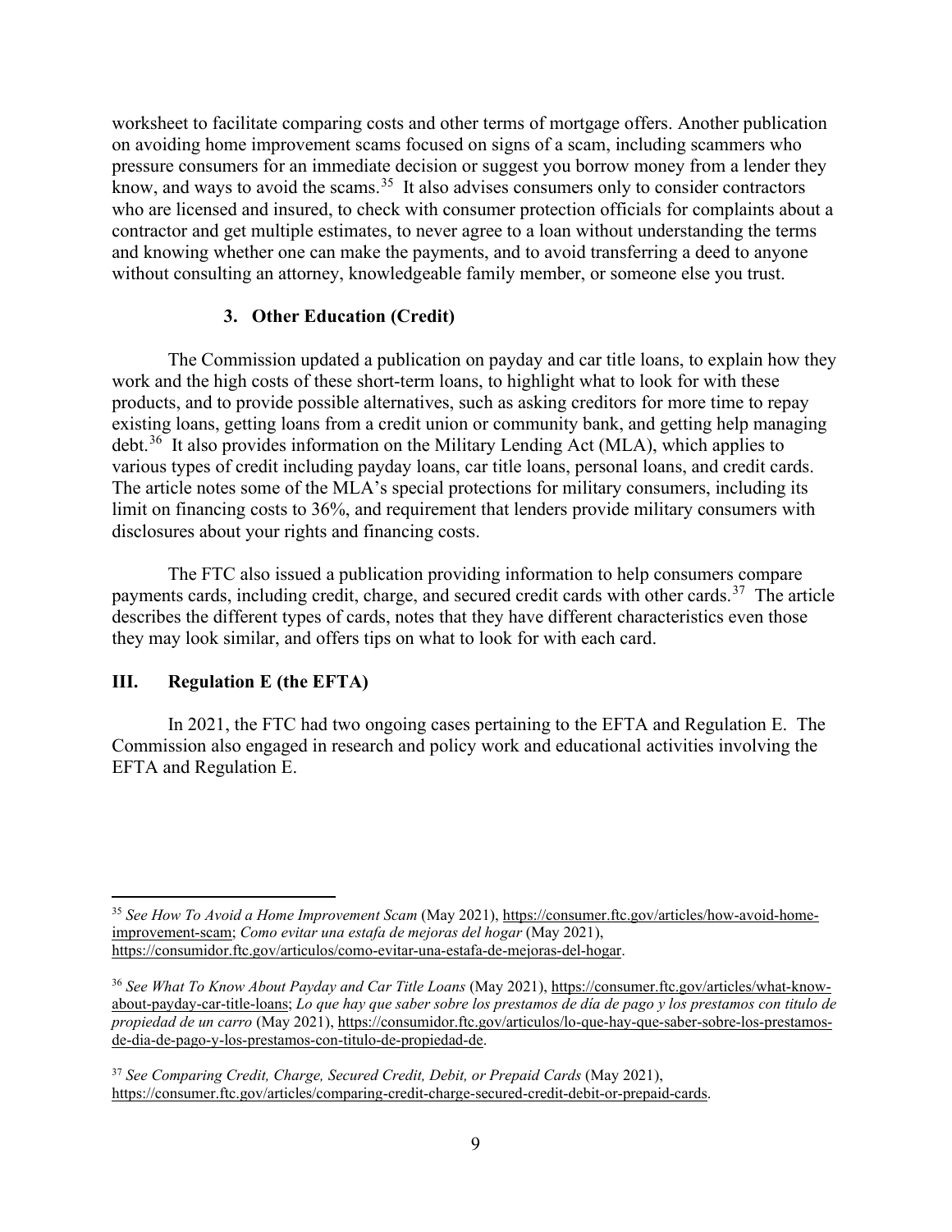worksheet to facilitate comparing costs and other terms of mortgage offers. Another publication on avoiding home improvement scams focused on signs of a scam, including scammers who pressure consumers for an immediate decision or suggest you borrow money from a lender they know, and ways to avoid the scams.[35] It also advises consumers only to consider contractors who are licensed and insured, to check with consumer protection officials for complaints about a contractor and get multiple estimates, to never agree to a loan without understanding the terms and knowing whether one can make the payments, and to avoid transferring a deed to anyone without consulting an attorney, knowledgeable family member, or someone else you trust.

### 3. Other Education (Credit)

The Commission updated a publication on payday and car title loans, to explain how they work and the high costs of these short-term loans, to highlight what to look for with these products, and to provide possible alternatives, such as asking creditors for more time to repay existing loans, getting loans from a credit union or community bank, and getting help managing debt.[36] It also provides information on the Military Lending Act (MLA), which applies to various types of credit including payday loans, car title loans, personal loans, and credit cards. The article notes some of the MLA's special protections for military consumers, including its limit on financing costs to 36%, and requirement that lenders provide military consumers with disclosures about your rights and financing costs.

The FTC also issued a publication providing information to help consumers compare payments cards, including credit, charge, and secured credit cards with other cards.[37] The article describes the different types of cards, notes that they have different characteristics even those they may look similar, and offers tips on what to look for with each card.

## III. Regulation E (the EFTA)

In 2021, the FTC had two ongoing cases pertaining to the EFTA and Regulation E. The Commission also engaged in research and policy work and educational activities involving the EFTA and Regulation E.

---

[35] *See How To Avoid a Home Improvement Scam* (May 2021), https://consumer.ftc.gov/articles/how-avoid-home-improvement-scam; *Como evitar una estafa de mejoras del hogar* (May 2021), https://consumidor.ftc.gov/articulos/como-evitar-una-estafa-de-mejoras-del-hogar.

[36] *See What To Know About Payday and Car Title Loans* (May 2021), https://consumer.ftc.gov/articles/what-know-about-payday-car-title-loans; *Lo que hay que saber sobre los prestamos de día de pago y los prestamos con titulo de propiedad de un carro* (May 2021), https://consumidor.ftc.gov/articulos/lo-que-hay-que-saber-sobre-los-prestamos-de-dia-de-pago-y-los-prestamos-con-titulo-de-propiedad-de.

[37] *See Comparing Credit, Charge, Secured Credit, Debit, or Prepaid Cards* (May 2021), https://consumer.ftc.gov/articles/comparing-credit-charge-secured-credit-debit-or-prepaid-cards.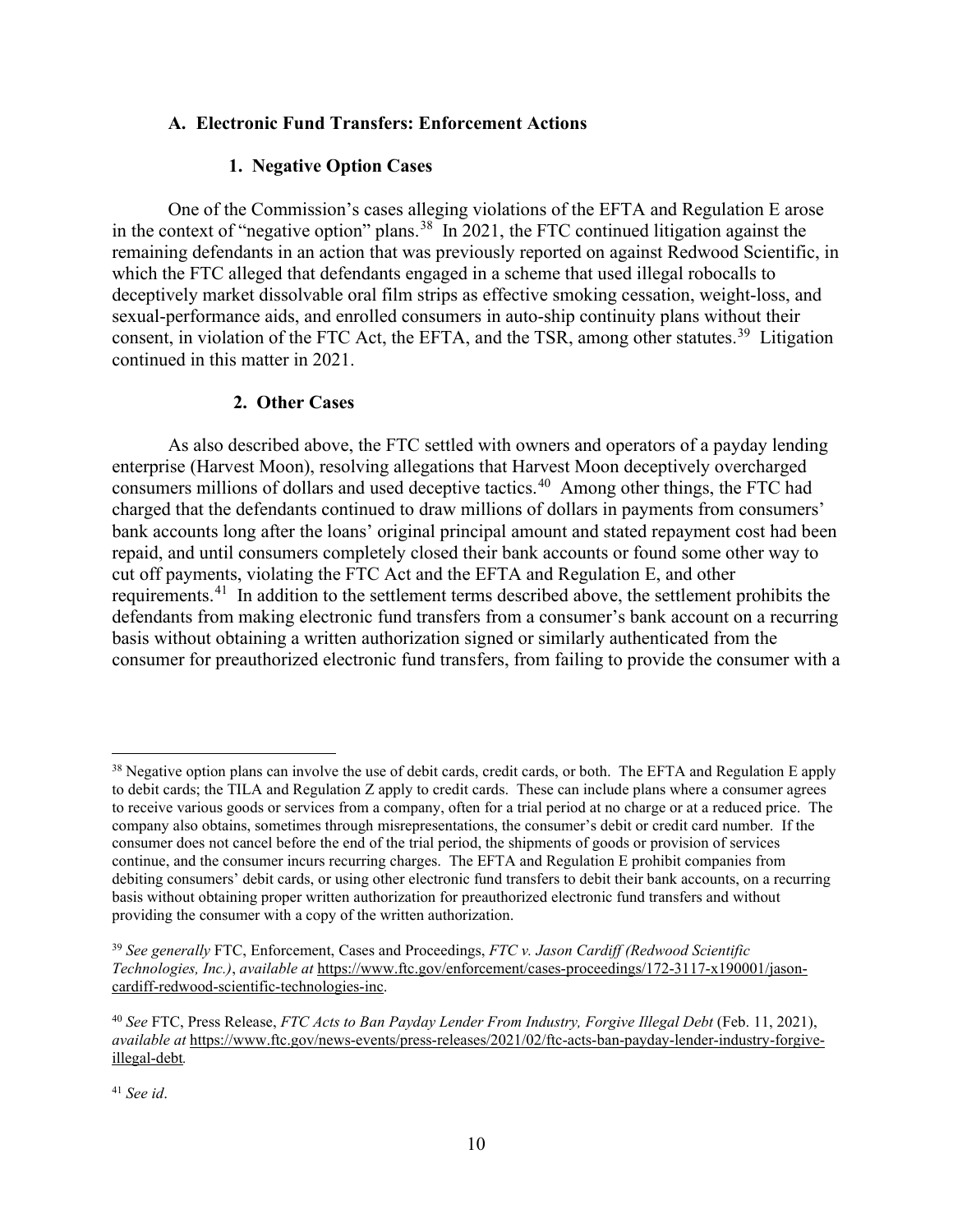### A. Electronic Fund Transfers: Enforcement Actions

#### 1. Negative Option Cases

One of the Commission's cases alleging violations of the EFTA and Regulation E arose in the context of "negative option" plans.[38] In 2021, the FTC continued litigation against the remaining defendants in an action that was previously reported on against Redwood Scientific, in which the FTC alleged that defendants engaged in a scheme that used illegal robocalls to deceptively market dissolvable oral film strips as effective smoking cessation, weight-loss, and sexual-performance aids, and enrolled consumers in auto-ship continuity plans without their consent, in violation of the FTC Act, the EFTA, and the TSR, among other statutes.[39] Litigation continued in this matter in 2021.

#### 2. Other Cases

As also described above, the FTC settled with owners and operators of a payday lending enterprise (Harvest Moon), resolving allegations that Harvest Moon deceptively overcharged consumers millions of dollars and used deceptive tactics.[40] Among other things, the FTC had charged that the defendants continued to draw millions of dollars in payments from consumers' bank accounts long after the loans' original principal amount and stated repayment cost had been repaid, and until consumers completely closed their bank accounts or found some other way to cut off payments, violating the FTC Act and the EFTA and Regulation E, and other requirements.[41] In addition to the settlement terms described above, the settlement prohibits the defendants from making electronic fund transfers from a consumer's bank account on a recurring basis without obtaining a written authorization signed or similarly authenticated from the consumer for preauthorized electronic fund transfers, from failing to provide the consumer with a

---

[38] Negative option plans can involve the use of debit cards, credit cards, or both. The EFTA and Regulation E apply to debit cards; the TILA and Regulation Z apply to credit cards. These can include plans where a consumer agrees to receive various goods or services from a company, often for a trial period at no charge or at a reduced price. The company also obtains, sometimes through misrepresentations, the consumer's debit or credit card number. If the consumer does not cancel before the end of the trial period, the shipments of goods or provision of services continue, and the consumer incurs recurring charges. The EFTA and Regulation E prohibit companies from debiting consumers' debit cards, or using other electronic fund transfers to debit their bank accounts, on a recurring basis without obtaining proper written authorization for preauthorized electronic fund transfers and without providing the consumer with a copy of the written authorization.

[39] *See generally* FTC, Enforcement, Cases and Proceedings, *FTC v. Jason Cardiff (Redwood Scientific Technologies, Inc.)*, *available at* https://www.ftc.gov/enforcement/cases-proceedings/172-3117-x190001/jason-cardiff-redwood-scientific-technologies-inc.

[40] *See* FTC, Press Release, *FTC Acts to Ban Payday Lender From Industry, Forgive Illegal Debt* (Feb. 11, 2021), *available at* https://www.ftc.gov/news-events/press-releases/2021/02/ftc-acts-ban-payday-lender-industry-forgive-illegal-debt.

[41] *See id*.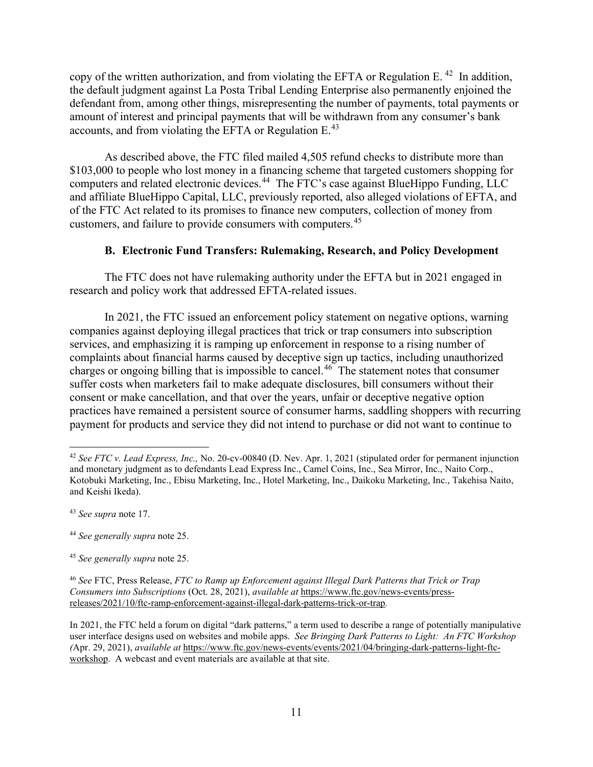copy of the written authorization, and from violating the EFTA or Regulation E.[42] In addition, the default judgment against La Posta Tribal Lending Enterprise also permanently enjoined the defendant from, among other things, misrepresenting the number of payments, total payments or amount of interest and principal payments that will be withdrawn from any consumer's bank accounts, and from violating the EFTA or Regulation E.[43]

As described above, the FTC filed mailed 4,505 refund checks to distribute more than $103,000 to people who lost money in a financing scheme that targeted customers shopping for computers and related electronic devices.[44] The FTC's case against BlueHippo Funding, LLC and affiliate BlueHippo Capital, LLC, previously reported, also alleged violations of EFTA, and of the FTC Act related to its promises to finance new computers, collection of money from customers, and failure to provide consumers with computers.[45]

### B. Electronic Fund Transfers: Rulemaking, Research, and Policy Development

The FTC does not have rulemaking authority under the EFTA but in 2021 engaged in research and policy work that addressed EFTA-related issues.

In 2021, the FTC issued an enforcement policy statement on negative options, warning companies against deploying illegal practices that trick or trap consumers into subscription services, and emphasizing it is ramping up enforcement in response to a rising number of complaints about financial harms caused by deceptive sign up tactics, including unauthorized charges or ongoing billing that is impossible to cancel.[46] The statement notes that consumer suffer costs when marketers fail to make adequate disclosures, bill consumers without their consent or make cancellation, and that over the years, unfair or deceptive negative option practices have remained a persistent source of consumer harms, saddling shoppers with recurring payment for products and service they did not intend to purchase or did not want to continue to

---

[42] *See FTC v. Lead Express, Inc.,* No. 20-cv-00840 (D. Nev. Apr. 1, 2021 (stipulated order for permanent injunction and monetary judgment as to defendants Lead Express Inc., Camel Coins, Inc., Sea Mirror, Inc., Naito Corp., Kotobuki Marketing, Inc., Ebisu Marketing, Inc., Hotel Marketing, Inc., Daikoku Marketing, Inc., Takehisa Naito, and Keishi Ikeda).

[43] *See supra* note 17.

[44] *See generally supra* note 25.

[45] *See generally supra* note 25.

[46] *See* FTC, Press Release, *FTC to Ramp up Enforcement against Illegal Dark Patterns that Trick or Trap Consumers into Subscriptions* (Oct. 28, 2021), *available at* https://www.ftc.gov/news-events/press-releases/2021/10/ftc-ramp-enforcement-against-illegal-dark-patterns-trick-or-trap.

In 2021, the FTC held a forum on digital "dark patterns," a term used to describe a range of potentially manipulative user interface designs used on websites and mobile apps. *See Bringing Dark Patterns to Light: An FTC Workshop (*Apr. 29, 2021), *available at* https://www.ftc.gov/news-events/events/2021/04/bringing-dark-patterns-light-ftc-workshop. A webcast and event materials are available at that site.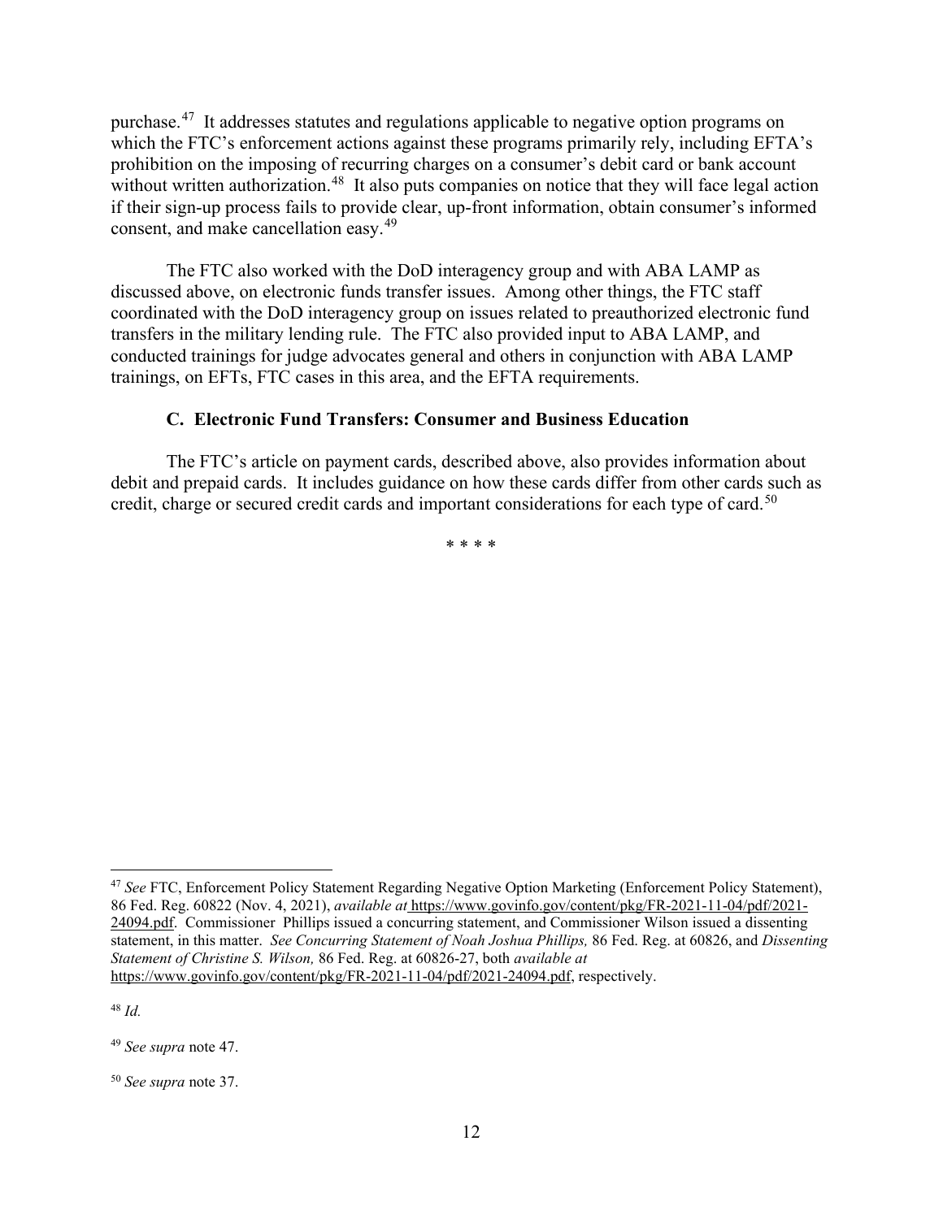purchase.[47] It addresses statutes and regulations applicable to negative option programs on which the FTC's enforcement actions against these programs primarily rely, including EFTA's prohibition on the imposing of recurring charges on a consumer's debit card or bank account without written authorization.[48] It also puts companies on notice that they will face legal action if their sign-up process fails to provide clear, up-front information, obtain consumer's informed consent, and make cancellation easy.[49]

The FTC also worked with the DoD interagency group and with ABA LAMP as discussed above, on electronic funds transfer issues. Among other things, the FTC staff coordinated with the DoD interagency group on issues related to preauthorized electronic fund transfers in the military lending rule. The FTC also provided input to ABA LAMP, and conducted trainings for judge advocates general and others in conjunction with ABA LAMP trainings, on EFTs, FTC cases in this area, and the EFTA requirements.

### C. Electronic Fund Transfers: Consumer and Business Education

The FTC's article on payment cards, described above, also provides information about debit and prepaid cards. It includes guidance on how these cards differ from other cards such as credit, charge or secured credit cards and important considerations for each type of card.[50]

\* \* \* \*

---

[47] *See* FTC, Enforcement Policy Statement Regarding Negative Option Marketing (Enforcement Policy Statement), 86 Fed. Reg. 60822 (Nov. 4, 2021), *available at* https://www.govinfo.gov/content/pkg/FR-2021-11-04/pdf/2021-24094.pdf. Commissioner Phillips issued a concurring statement, and Commissioner Wilson issued a dissenting statement, in this matter. *See Concurring Statement of Noah Joshua Phillips,* 86 Fed. Reg. at 60826, and *Dissenting Statement of Christine S. Wilson,* 86 Fed. Reg. at 60826-27, both *available at* https://www.govinfo.gov/content/pkg/FR-2021-11-04/pdf/2021-24094.pdf, respectively.

[48] *Id.*

[49] *See supra* note 47.

[50] *See supra* note 37.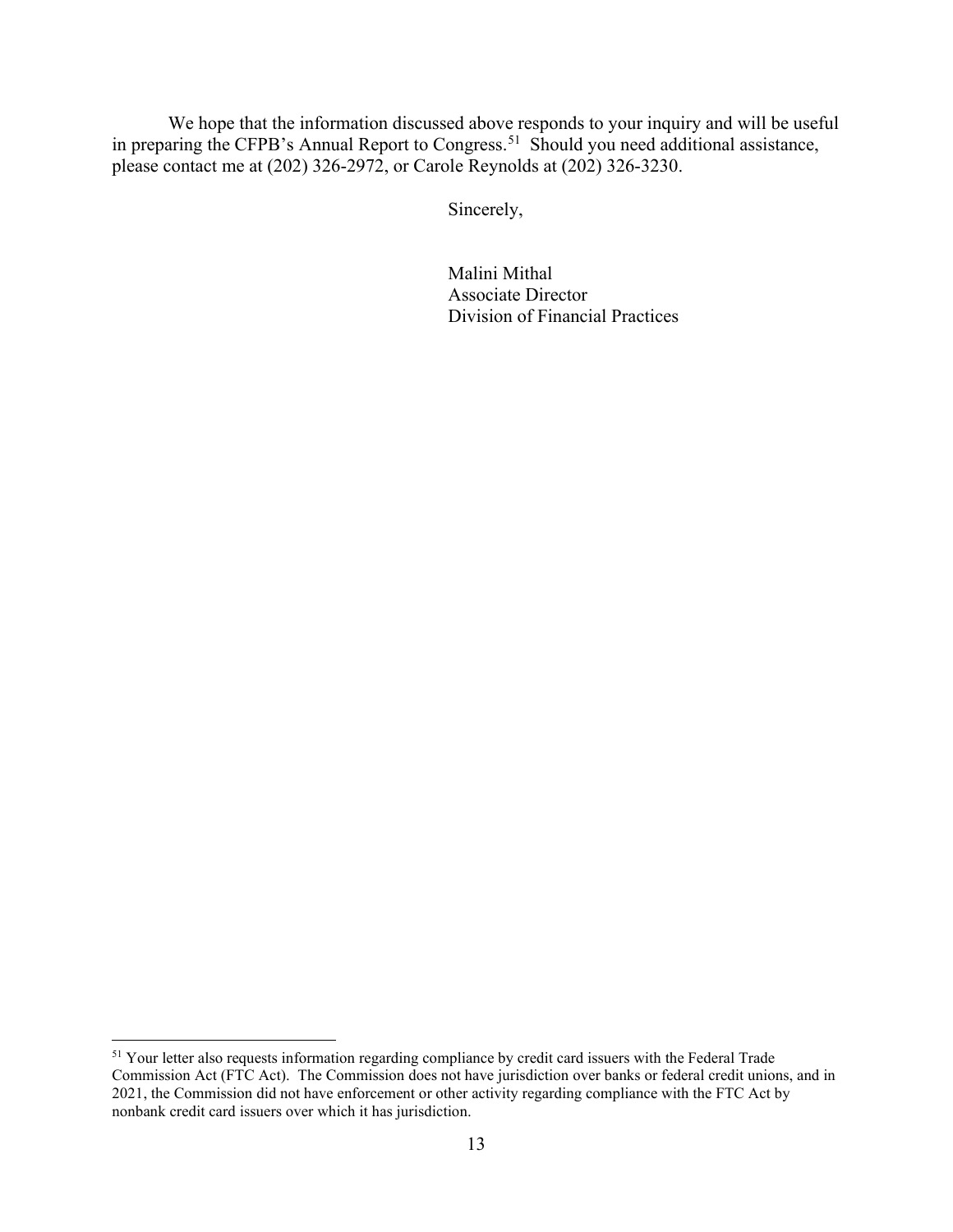We hope that the information discussed above responds to your inquiry and will be useful in preparing the CFPB's Annual Report to Congress.[51] Should you need additional assistance, please contact me at (202) 326-2972, or Carole Reynolds at (202) 326-3230.

Sincerely,

Malini Mithal
Associate Director
Division of Financial Practices

---

[51] Your letter also requests information regarding compliance by credit card issuers with the Federal Trade Commission Act (FTC Act). The Commission does not have jurisdiction over banks or federal credit unions, and in 2021, the Commission did not have enforcement or other activity regarding compliance with the FTC Act by nonbank credit card issuers over which it has jurisdiction.